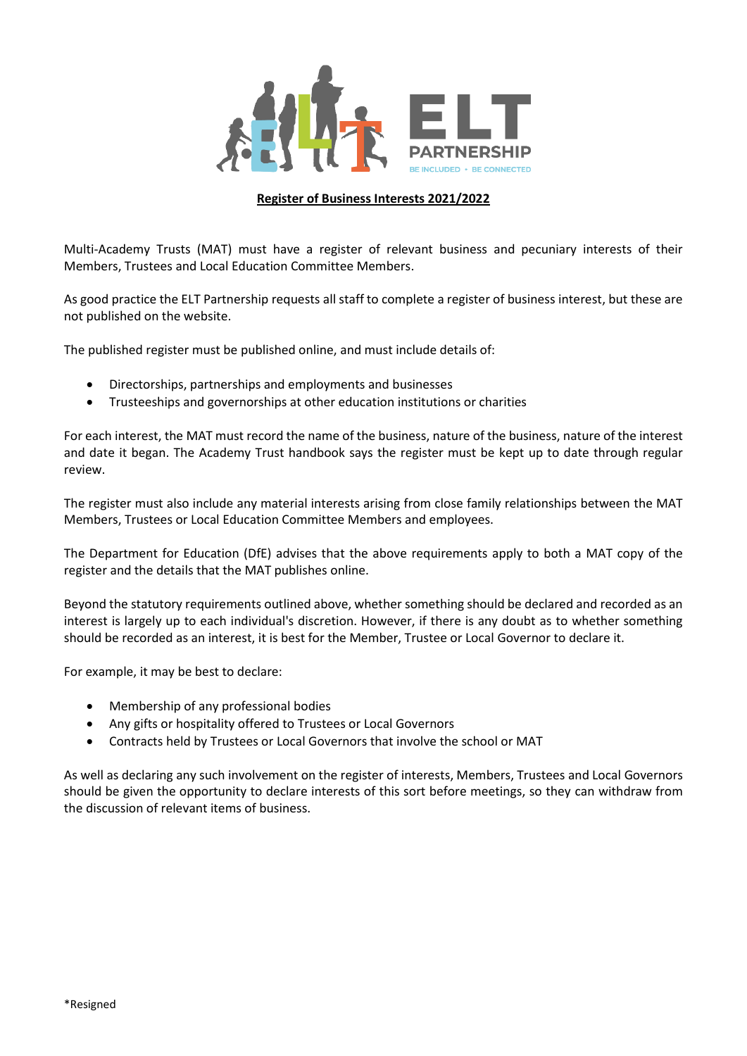**Register of Business Interests 2021/2022**

Multi-Academy Trusts (MAT) must have a register of relevant business and pecuniary interests of their Members, Trustees and Local Education Committee Members.

As good practice the ELT Partnership requests all staff to complete a register of business interest, but these are not published on the website.

The published register must be published online, and must include details of:

- Directorships, partnerships and employments and businesses
- Trusteeships and governorships at other education institutions or charities

For each interest, the MAT must record the name of the business, nature of the business, nature of the interest and date it began. The Academy Trust handbook says the register must be kept up to date through regular review.

The register must also include any material interests arising from close family relationships between the MAT Members, Trustees or Local Education Committee Members and employees.

The Department for Education (DfE) advises that the above requirements apply to both a MAT copy of the register and the details that the MAT publishes online.

Beyond the statutory requirements outlined above, whether something should be declared and recorded as an interest is largely up to each individual's discretion. However, if there is any doubt as to whether something should be recorded as an interest, it is best for the Member, Trustee or Local Governor to declare it.

For example, it may be best to declare:

- Membership of any professional bodies
- Any gifts or hospitality offered to Trustees or Local Governors
- Contracts held by Trustees or Local Governors that involve the school or MAT

As well as declaring any such involvement on the register of interests, Members, Trustees and Local Governors should be given the opportunity to declare interests of this sort before meetings, so they can withdraw from the discussion of relevant items of business.

*Resigned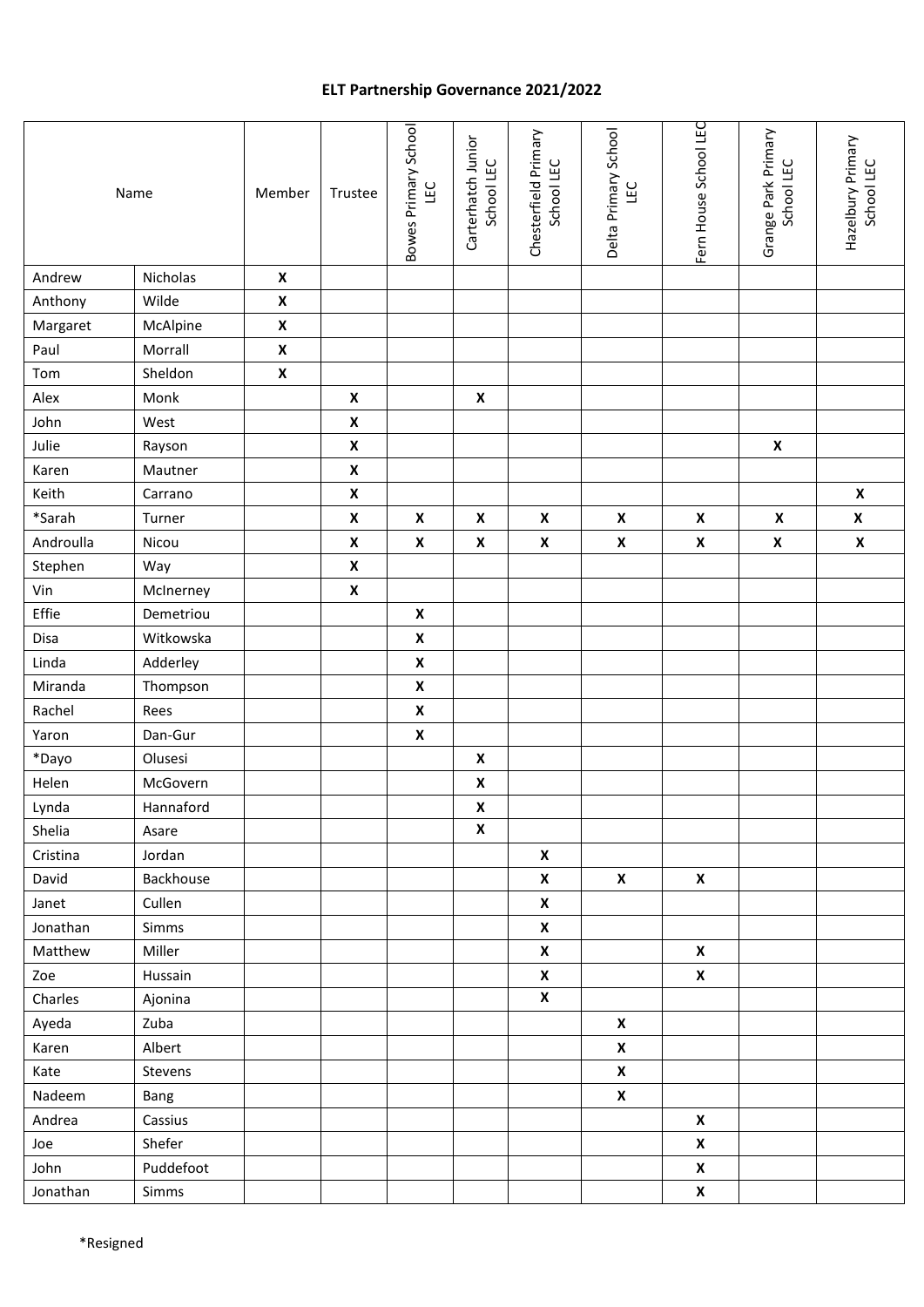# ELT Partnership Governance 2021/2022

| Name | | Member | Trustee | Bowes Primary School LEC | Carterhatch Junior School LEC | Chesterfield Primary School LEC | Delta Primary School LEC | Fern House School LEC | Grange Park Primary School LEC | Hazelbury Primary School LEC |
|---|---|---|---|---|---|---|---|---|---|---|
| Andrew | Nicholas | X | | | | | | | | |
| Anthony | Wilde | X | | | | | | | | |
| Margaret | McAlpine | X | | | | | | | | |
| Paul | Morrall | X | | | | | | | | |
| Tom | Sheldon | X | | | | | | | | |
| Alex | Monk | | X | | X | | | | | |
| John | West | | X | | | | | | | |
| Julie | Rayson | | X | | | | | | X | |
| Karen | Mautner | | X | | | | | | | |
| Keith | Carrano | | X | | | | | | | X |
| *Sarah | Turner | | X | X | X | X | X | X | X | X |
| Androulla | Nicou | | X | X | X | X | X | X | X | X |
| Stephen | Way | | X | | | | | | | |
| Vin | McInerney | | X | | | | | | | |
| Effie | Demetriou | | | X | | | | | | |
| Disa | Witkowska | | | X | | | | | | |
| Linda | Adderley | | | X | | | | | | |
| Miranda | Thompson | | | X | | | | | | |
| Rachel | Rees | | | X | | | | | | |
| Yaron | Dan-Gur | | | X | | | | | | |
| *Dayo | Olusesi | | | | X | | | | | |
| Helen | McGovern | | | | X | | | | | |
| Lynda | Hannaford | | | | X | | | | | |
| Shelia | Asare | | | | X | | | | | |
| Cristina | Jordan | | | | | X | | | | |
| David | Backhouse | | | | | X | X | X | | |
| Janet | Cullen | | | | | X | | | | |
| Jonathan | Simms | | | | | X | | | | |
| Matthew | Miller | | | | | X | | X | | |
| Zoe | Hussain | | | | | X | | X | | |
| Charles | Ajonina | | | | | X | | | | |
| Ayeda | Zuba | | | | | | X | | | |
| Karen | Albert | | | | | | X | | | |
| Kate | Stevens | | | | | | X | | | |
| Nadeem | Bang | | | | | | X | | | |
| Andrea | Cassius | | | | | | | X | | |
| Joe | Shefer | | | | | | | X | | |
| John | Puddefoot | | | | | | | X | | |
| Jonathan | Simms | | | | | | | X | | |

*Resigned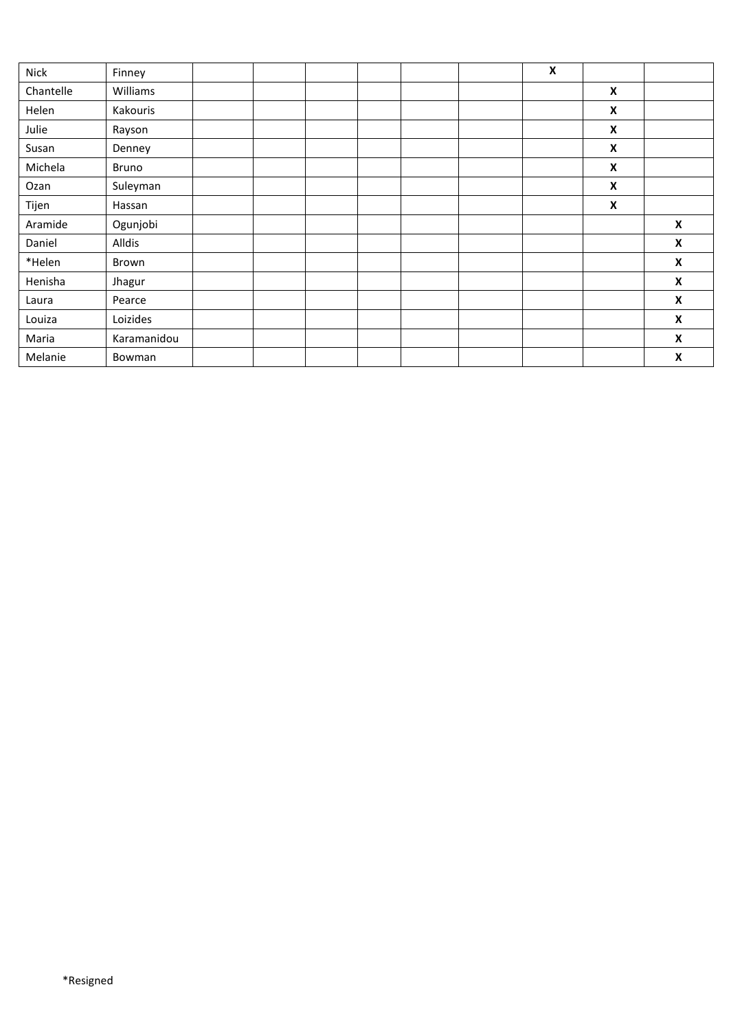| | | | | | | | | | | |
|---|---|---|---|---|---|---|---|---|---|---|
| Nick | Finney | | | | | | | **X** | | |
| Chantelle | Williams | | | | | | | | **X** | |
| Helen | Kakouris | | | | | | | | **X** | |
| Julie | Rayson | | | | | | | | **X** | |
| Susan | Denney | | | | | | | | **X** | |
| Michela | Bruno | | | | | | | | **X** | |
| Ozan | Suleyman | | | | | | | | **X** | |
| Tijen | Hassan | | | | | | | | **X** | |
| Aramide | Ogunjobi | | | | | | | | | **X** |
| Daniel | Alldis | | | | | | | | | **X** |
| *Helen | Brown | | | | | | | | | **X** |
| Henisha | Jhagur | | | | | | | | | **X** |
| Laura | Pearce | | | | | | | | | **X** |
| Louiza | Loizides | | | | | | | | | **X** |
| Maria | Karamanidou | | | | | | | | | **X** |
| Melanie | Bowman | | | | | | | | | **X** |

*Resigned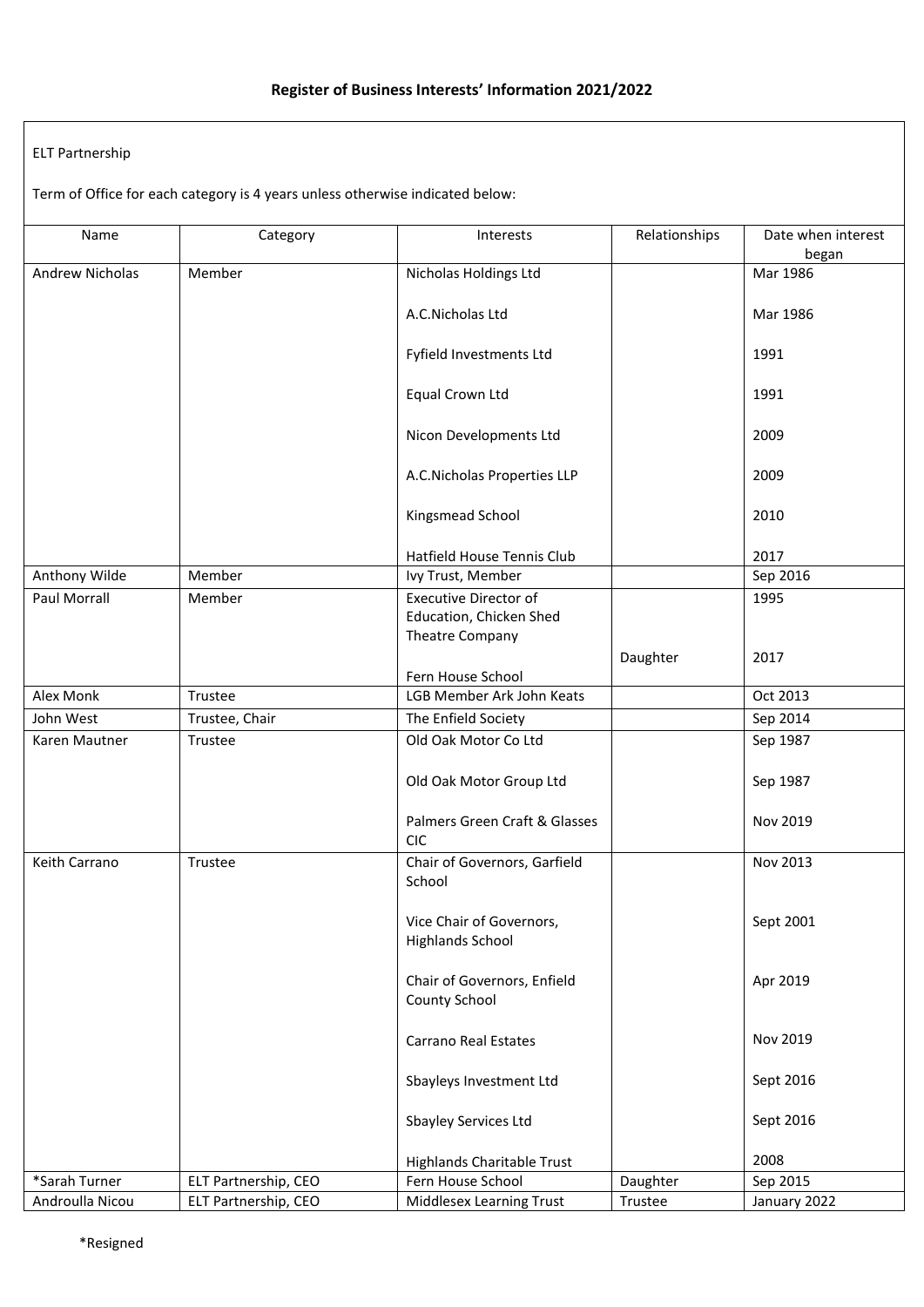# Register of Business Interests' Information 2021/2022

ELT Partnership

Term of Office for each category is 4 years unless otherwise indicated below:

| Name | Category | Interests | Relationships | Date when interest began |
|---|---|---|---|---|
| Andrew Nicholas | Member | Nicholas Holdings Ltd | | Mar 1986 |
| | | A.C.Nicholas Ltd | | Mar 1986 |
| | | Fyfield Investments Ltd | | 1991 |
| | | Equal Crown Ltd | | 1991 |
| | | Nicon Developments Ltd | | 2009 |
| | | A.C.Nicholas Properties LLP | | 2009 |
| | | Kingsmead School | | 2010 |
| | | Hatfield House Tennis Club | | 2017 |
| Anthony Wilde | Member | Ivy Trust, Member | | Sep 2016 |
| Paul Morrall | Member | Executive Director of Education, Chicken Shed Theatre Company | | 1995 |
| | | Fern House School | Daughter | 2017 |
| Alex Monk | Trustee | LGB Member Ark John Keats | | Oct 2013 |
| John West | Trustee, Chair | The Enfield Society | | Sep 2014 |
| Karen Mautner | Trustee | Old Oak Motor Co Ltd | | Sep 1987 |
| | | Old Oak Motor Group Ltd | | Sep 1987 |
| | | Palmers Green Craft & Glasses CIC | | Nov 2019 |
| Keith Carrano | Trustee | Chair of Governors, Garfield School | | Nov 2013 |
| | | Vice Chair of Governors, Highlands School | | Sept 2001 |
| | | Chair of Governors, Enfield County School | | Apr 2019 |
| | | Carrano Real Estates | | Nov 2019 |
| | | Sbayleys Investment Ltd | | Sept 2016 |
| | | Sbayley Services Ltd | | Sept 2016 |
| | | Highlands Charitable Trust | | 2008 |
| *Sarah Turner | ELT Partnership, CEO | Fern House School | Daughter | Sep 2015 |
| Androulla Nicou | ELT Partnership, CEO | Middlesex Learning Trust | Trustee | January 2022 |

*Resigned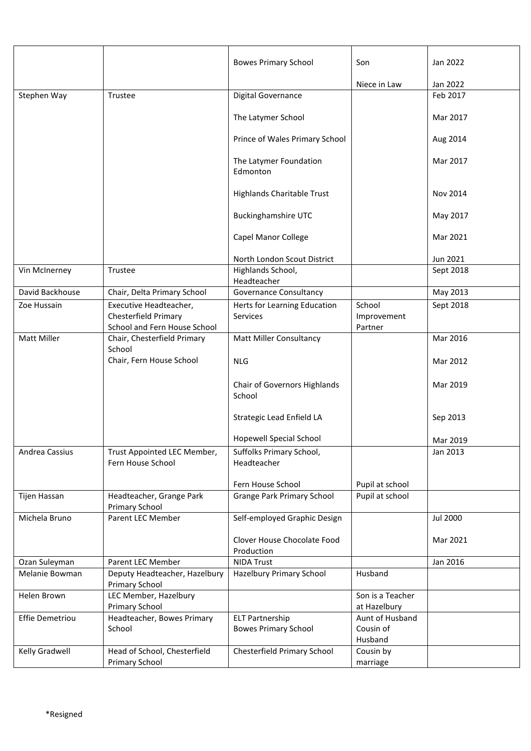| | | | | |
|---|---|---|---|---|
| | | Bowes Primary School | Son<br><br>Niece in Law | Jan 2022<br><br>Jan 2022 |
| Stephen Way | Trustee | Digital Governance<br><br>The Latymer School<br><br>Prince of Wales Primary School<br><br>The Latymer Foundation Edmonton<br><br>Highlands Charitable Trust<br><br>Buckinghamshire UTC<br><br>Capel Manor College<br><br>North London Scout District | | Feb 2017<br><br>Mar 2017<br><br>Aug 2014<br><br>Mar 2017<br><br>Nov 2014<br><br>May 2017<br><br>Mar 2021<br><br>Jun 2021 |
| Vin McInerney | Trustee | Highlands School, Headteacher | | Sept 2018 |
| David Backhouse | Chair, Delta Primary School | Governance Consultancy | | May 2013 |
| Zoe Hussain | Executive Headteacher, Chesterfield Primary School and Fern House School | Herts for Learning Education Services | School Improvement Partner | Sept 2018 |
| Matt Miller | Chair, Chesterfield Primary School<br>Chair, Fern House School | Matt Miller Consultancy<br><br>NLG<br><br>Chair of Governors Highlands School<br><br>Strategic Lead Enfield LA<br><br>Hopewell Special School | | Mar 2016<br><br>Mar 2012<br><br>Mar 2019<br><br>Sep 2013<br><br>Mar 2019 |
| Andrea Cassius | Trust Appointed LEC Member, Fern House School | Suffolks Primary School, Headteacher<br><br>Fern House School | <br><br><br>Pupil at school | Jan 2013 |
| Tijen Hassan | Headteacher, Grange Park Primary School | Grange Park Primary School | Pupil at school | |
| Michela Bruno | Parent LEC Member | Self-employed Graphic Design<br><br>Clover House Chocolate Food Production | | Jul 2000<br><br>Mar 2021 |
| Ozan Suleyman | Parent LEC Member | NIDA Trust | | Jan 2016 |
| Melanie Bowman | Deputy Headteacher, Hazelbury Primary School | Hazelbury Primary School | Husband | |
| Helen Brown | LEC Member, Hazelbury Primary School | | Son is a Teacher at Hazelbury | |
| Effie Demetriou | Headteacher, Bowes Primary School | ELT Partnership<br>Bowes Primary School | Aunt of Husband<br>Cousin of Husband | |
| Kelly Gradwell | Head of School, Chesterfield Primary School | Chesterfield Primary School | Cousin by marriage | |

*Resigned